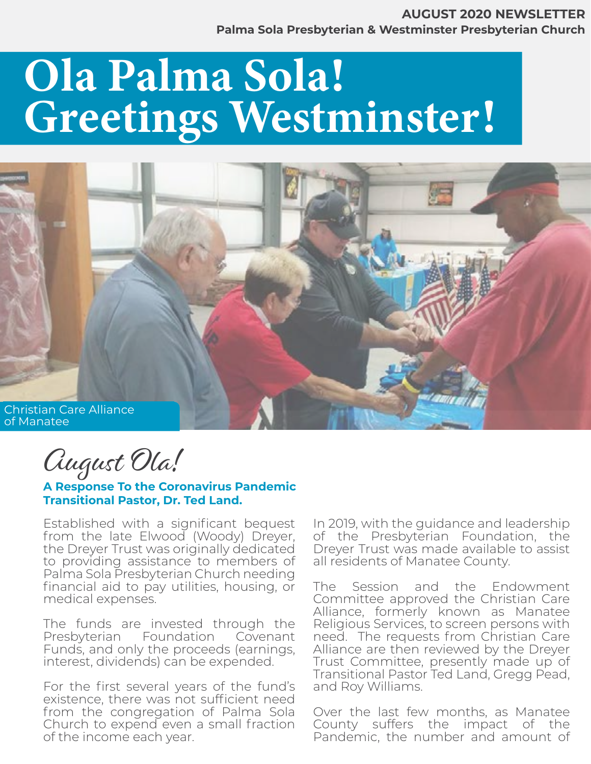**AUGUST 2020 NEWSLETTER**
**Palma Sola Presbyterian & Westminster Presbyterian Church**

# Ola Palma Sola! Greetings Westminster!

Christian Care Alliance of Manatee

## *August Ola!*

**A Response To the Coronavirus Pandemic**
**Transitional Pastor, Dr. Ted Land.**

Established with a significant bequest from the late Elwood (Woody) Dreyer, the Dreyer Trust was originally dedicated to providing assistance to members of Palma Sola Presbyterian Church needing financial aid to pay utilities, housing, or medical expenses.

The funds are invested through the Presbyterian Foundation Covenant Funds, and only the proceeds (earnings, interest, dividends) can be expended.

For the first several years of the fund's existence, there was not sufficient need from the congregation of Palma Sola Church to expend even a small fraction of the income each year.

In 2019, with the guidance and leadership of the Presbyterian Foundation, the Dreyer Trust was made available to assist all residents of Manatee County.

The Session and the Endowment Committee approved the Christian Care Alliance, formerly known as Manatee Religious Services, to screen persons with need. The requests from Christian Care Alliance are then reviewed by the Dreyer Trust Committee, presently made up of Transitional Pastor Ted Land, Gregg Pead, and Roy Williams.

Over the last few months, as Manatee County suffers the impact of the Pandemic, the number and amount of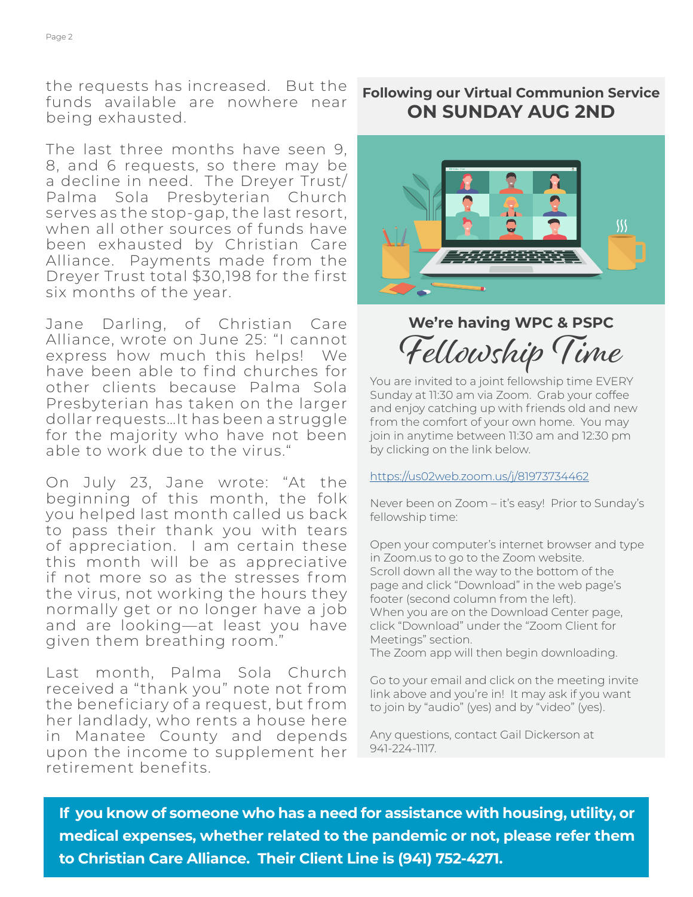the requests has increased. But the funds available are nowhere near being exhausted.

The last three months have seen 9, 8, and 6 requests, so there may be a decline in need. The Dreyer Trust/ Palma Sola Presbyterian Church serves as the stop-gap, the last resort, when all other sources of funds have been exhausted by Christian Care Alliance. Payments made from the Dreyer Trust total $30,198 for the first six months of the year.

Jane Darling, of Christian Care Alliance, wrote on June 25: "I cannot express how much this helps! We have been able to find churches for other clients because Palma Sola Presbyterian has taken on the larger dollar requests…It has been a struggle for the majority who have not been able to work due to the virus."

On July 23, Jane wrote: "At the beginning of this month, the folk you helped last month called us back to pass their thank you with tears of appreciation. I am certain these this month will be as appreciative if not more so as the stresses from the virus, not working the hours they normally get or no longer have a job and are looking—at least you have given them breathing room."

Last month, Palma Sola Church received a "thank you" note not from the beneficiary of a request, but from her landlady, who rents a house here in Manatee County and depends upon the income to supplement her retirement benefits.

**Following our Virtual Communion Service**

## ON SUNDAY AUG 2ND

**We're having WPC & PSPC**

## *Fellowship Time*

You are invited to a joint fellowship time EVERY Sunday at 11:30 am via Zoom. Grab your coffee and enjoy catching up with friends old and new from the comfort of your own home. You may join in anytime between 11:30 am and 12:30 pm by clicking on the link below.

https://us02web.zoom.us/j/81973734462

Never been on Zoom – it's easy! Prior to Sunday's fellowship time:

Open your computer's internet browser and type in Zoom.us to go to the Zoom website.
Scroll down all the way to the bottom of the page and click "Download" in the web page's footer (second column from the left).
When you are on the Download Center page, click "Download" under the "Zoom Client for Meetings" section.
The Zoom app will then begin downloading.

Go to your email and click on the meeting invite link above and you're in! It may ask if you want to join by "audio" (yes) and by "video" (yes).

Any questions, contact Gail Dickerson at 941-224-1117.

**If you know of someone who has a need for assistance with housing, utility, or medical expenses, whether related to the pandemic or not, please refer them to Christian Care Alliance. Their Client Line is (941) 752-4271.**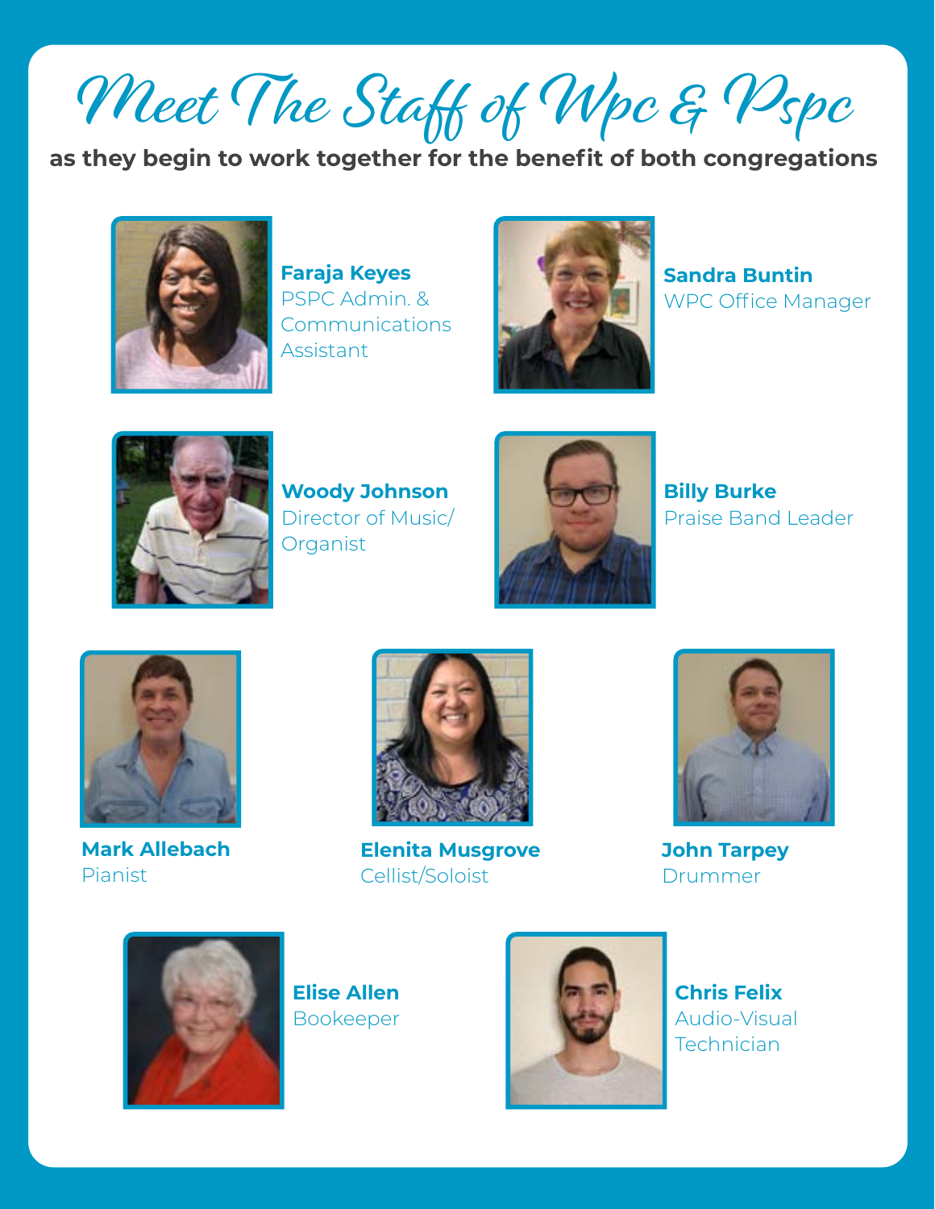# Meet The Staff of Wpc & Pspc

**as they begin to work together for the benefit of both congregations**

**Faraja Keyes**
PSPC Admin. & Communications Assistant

**Sandra Buntin**
WPC Office Manager

**Woody Johnson**
Director of Music/ Organist

**Billy Burke**
Praise Band Leader

**Mark Allebach**
Pianist

**Elenita Musgrove**
Cellist/Soloist

**John Tarpey**
Drummer

**Elise Allen**
Bookeeper

**Chris Felix**
Audio-Visual Technician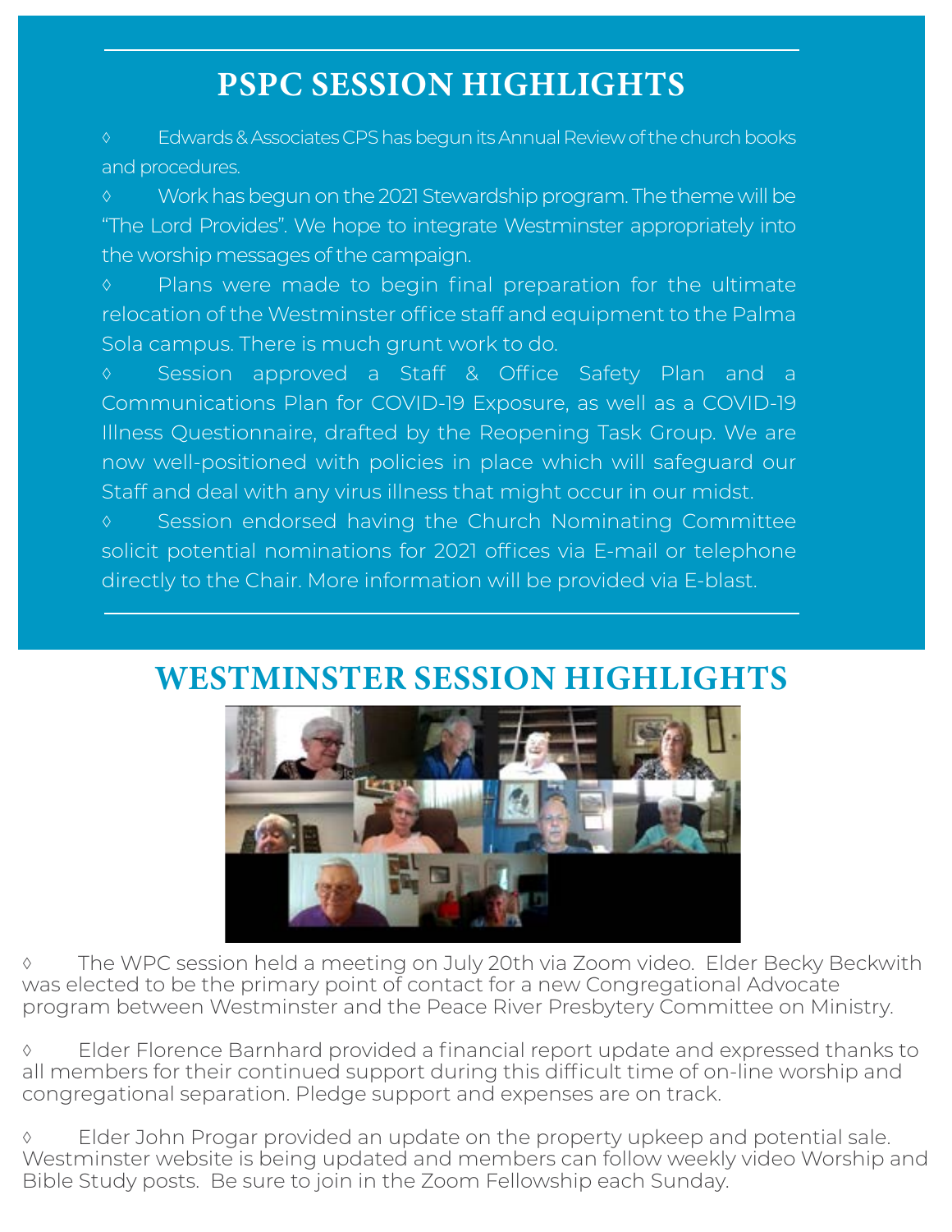## PSPC SESSION HIGHLIGHTS

◊ Edwards & Associates CPS has begun its Annual Review of the church books and procedures.

◊ Work has begun on the 2021 Stewardship program. The theme will be “The Lord Provides”. We hope to integrate Westminster appropriately into the worship messages of the campaign.

◊ Plans were made to begin final preparation for the ultimate relocation of the Westminster office staff and equipment to the Palma Sola campus. There is much grunt work to do.

◊ Session approved a Staff & Office Safety Plan and a Communications Plan for COVID-19 Exposure, as well as a COVID-19 Illness Questionnaire, drafted by the Reopening Task Group. We are now well-positioned with policies in place which will safeguard our Staff and deal with any virus illness that might occur in our midst.

◊ Session endorsed having the Church Nominating Committee solicit potential nominations for 2021 offices via E-mail or telephone directly to the Chair. More information will be provided via E-blast.

## WESTMINSTER SESSION HIGHLIGHTS

◊ The WPC session held a meeting on July 20th via Zoom video. Elder Becky Beckwith was elected to be the primary point of contact for a new Congregational Advocate program between Westminster and the Peace River Presbytery Committee on Ministry.

◊ Elder Florence Barnhard provided a financial report update and expressed thanks to all members for their continued support during this difficult time of on-line worship and congregational separation. Pledge support and expenses are on track.

◊ Elder John Progar provided an update on the property upkeep and potential sale. Westminster website is being updated and members can follow weekly video Worship and Bible Study posts. Be sure to join in the Zoom Fellowship each Sunday.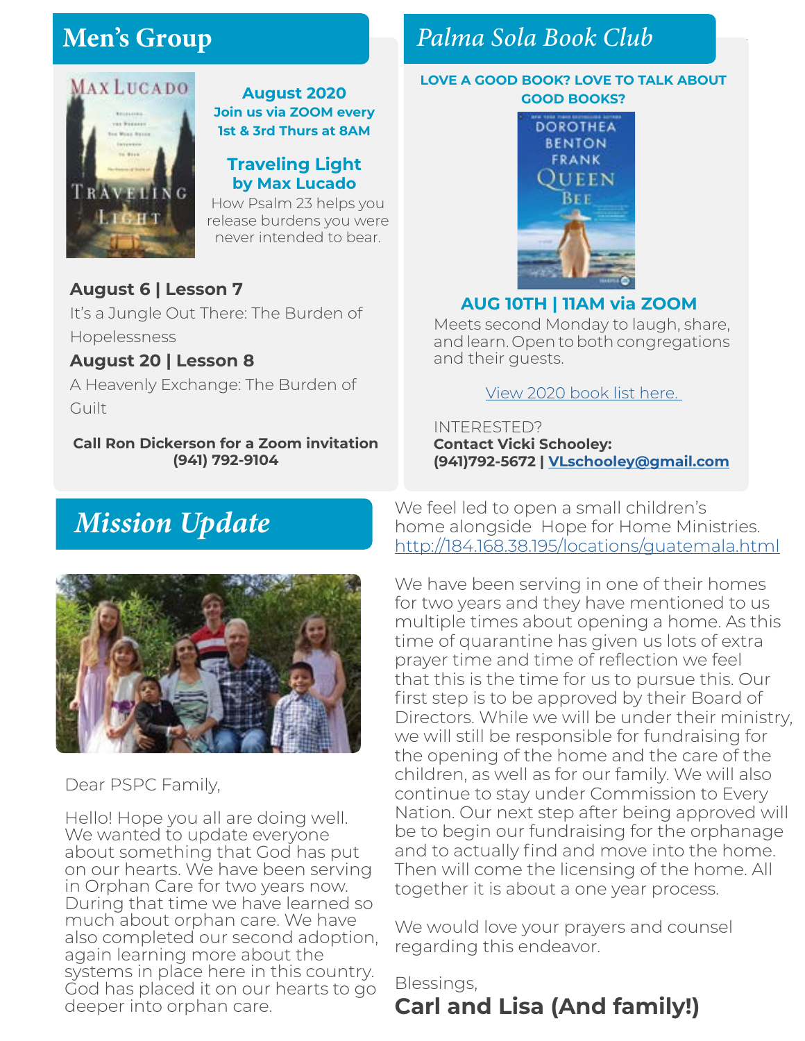## Men's Group

**August 2020**
**Join us via ZOOM every 1st & 3rd Thurs at 8AM**

**Traveling Light by Max Lucado**

How Psalm 23 helps you release burdens you were never intended to bear.

**August 6 | Lesson 7**

It's a Jungle Out There: The Burden of Hopelessness

**August 20 | Lesson 8**

A Heavenly Exchange: The Burden of Guilt

**Call Ron Dickerson for a Zoom invitation (941) 792-9104**

## *Palma Sola Book Club*

**LOVE A GOOD BOOK? LOVE TO TALK ABOUT GOOD BOOKS?**

**AUG 10TH | 11AM via ZOOM**

Meets second Monday to laugh, share, and learn. Open to both congregations and their guests.

View 2020 book list here.

INTERESTED?
**Contact Vicki Schooley: (941)792-5672 | VLschooley@gmail.com**

## *Mission Update*

Dear PSPC Family,

Hello! Hope you all are doing well. We wanted to update everyone about something that God has put on our hearts. We have been serving in Orphan Care for two years now. During that time we have learned so much about orphan care. We have also completed our second adoption, again learning more about the systems in place here in this country. God has placed it on our hearts to go deeper into orphan care. We feel led to open a small children's home alongside Hope for Home Ministries. http://184.168.38.195/locations/guatemala.html

We have been serving in one of their homes for two years and they have mentioned to us multiple times about opening a home. As this time of quarantine has given us lots of extra prayer time and time of reflection we feel that this is the time for us to pursue this. Our first step is to be approved by their Board of Directors. While we will be under their ministry, we will still be responsible for fundraising for the opening of the home and the care of the children, as well as for our family. We will also continue to stay under Commission to Every Nation. Our next step after being approved will be to begin our fundraising for the orphanage and to actually find and move into the home. Then will come the licensing of the home. All together it is about a one year process.

We would love your prayers and counsel regarding this endeavor.

Blessings,
**Carl and Lisa (And family!)**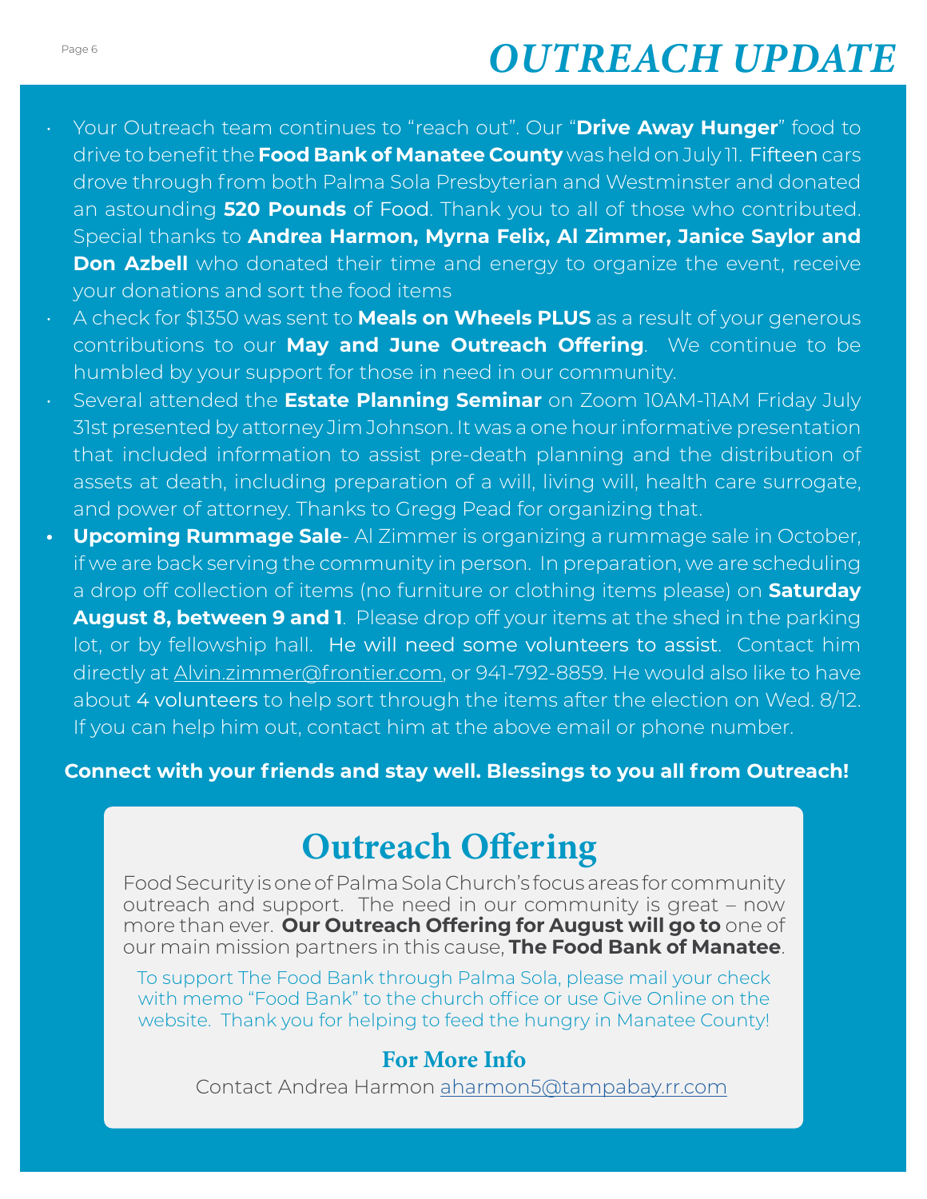# *OUTREACH UPDATE*

- Your Outreach team continues to "reach out". Our "**Drive Away Hunger**" food to drive to benefit the **Food Bank of Manatee County** was held on July 11. Fifteen cars drove through from both Palma Sola Presbyterian and Westminster and donated an astounding **520 Pounds** of Food. Thank you to all of those who contributed. Special thanks to **Andrea Harmon, Myrna Felix, Al Zimmer, Janice Saylor and Don Azbell** who donated their time and energy to organize the event, receive your donations and sort the food items
- A check for $1350 was sent to **Meals on Wheels PLUS** as a result of your generous contributions to our **May and June Outreach Offering**. We continue to be humbled by your support for those in need in our community.
- Several attended the **Estate Planning Seminar** on Zoom 10AM-11AM Friday July 31st presented by attorney Jim Johnson. It was a one hour informative presentation that included information to assist pre-death planning and the distribution of assets at death, including preparation of a will, living will, health care surrogate, and power of attorney. Thanks to Gregg Pead for organizing that.
- **Upcoming Rummage Sale**- Al Zimmer is organizing a rummage sale in October, if we are back serving the community in person. In preparation, we are scheduling a drop off collection of items (no furniture or clothing items please) on **Saturday August 8, between 9 and 1**. Please drop off your items at the shed in the parking lot, or by fellowship hall. He will need some volunteers to assist. Contact him directly at Alvin.zimmer@frontier.com, or 941-792-8859. He would also like to have about 4 volunteers to help sort through the items after the election on Wed. 8/12. If you can help him out, contact him at the above email or phone number.

**Connect with your friends and stay well. Blessings to you all from Outreach!**

## Outreach Offering

Food Security is one of Palma Sola Church's focus areas for community outreach and support. The need in our community is great – now more than ever. **Our Outreach Offering for August will go to** one of our main mission partners in this cause, **The Food Bank of Manatee**.

To support The Food Bank through Palma Sola, please mail your check with memo "Food Bank" to the church office or use Give Online on the website. Thank you for helping to feed the hungry in Manatee County!

### For More Info

Contact Andrea Harmon aharmon5@tampabay.rr.com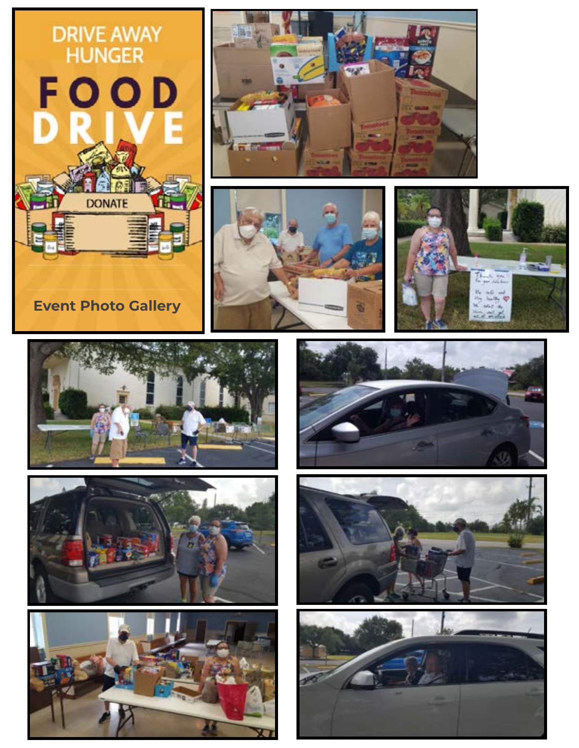# DRIVE AWAY HUNGER

# FOOD DRIVE

DONATE

Event Photo Gallery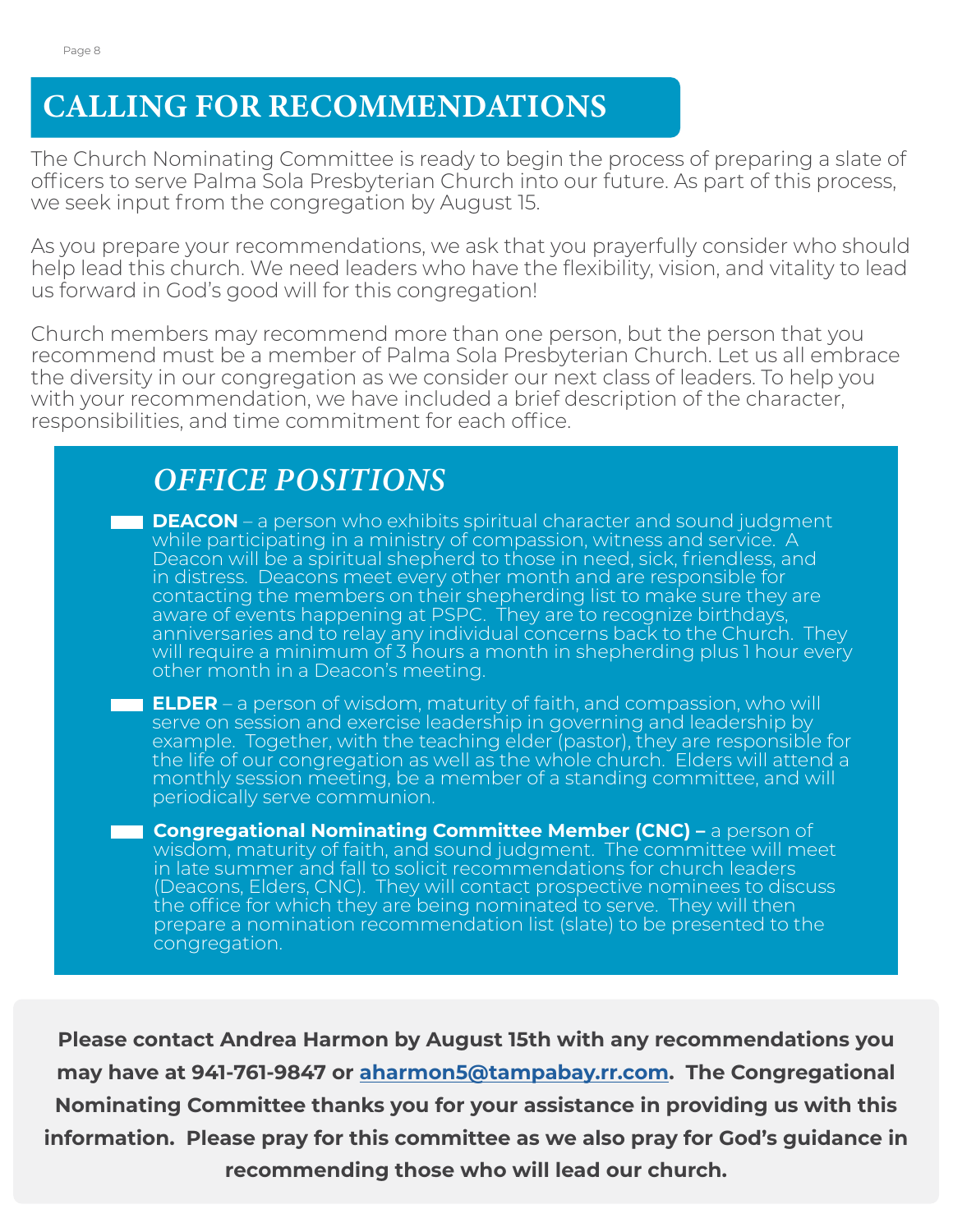# CALLING FOR RECOMMENDATIONS

The Church Nominating Committee is ready to begin the process of preparing a slate of officers to serve Palma Sola Presbyterian Church into our future. As part of this process, we seek input from the congregation by August 15.

As you prepare your recommendations, we ask that you prayerfully consider who should help lead this church. We need leaders who have the flexibility, vision, and vitality to lead us forward in God's good will for this congregation!

Church members may recommend more than one person, but the person that you recommend must be a member of Palma Sola Presbyterian Church. Let us all embrace the diversity in our congregation as we consider our next class of leaders. To help you with your recommendation, we have included a brief description of the character, responsibilities, and time commitment for each office.

## *OFFICE POSITIONS*

- **DEACON** – a person who exhibits spiritual character and sound judgment while participating in a ministry of compassion, witness and service. A Deacon will be a spiritual shepherd to those in need, sick, friendless, and in distress. Deacons meet every other month and are responsible for contacting the members on their shepherding list to make sure they are aware of events happening at PSPC. They are to recognize birthdays, anniversaries and to relay any individual concerns back to the Church. They will require a minimum of 3 hours a month in shepherding plus 1 hour every other month in a Deacon's meeting.
- **ELDER** – a person of wisdom, maturity of faith, and compassion, who will serve on session and exercise leadership in governing and leadership by example. Together, with the teaching elder (pastor), they are responsible for the life of our congregation as well as the whole church. Elders will attend a monthly session meeting, be a member of a standing committee, and will periodically serve communion.
- **Congregational Nominating Committee Member (CNC) –** a person of wisdom, maturity of faith, and sound judgment. The committee will meet in late summer and fall to solicit recommendations for church leaders (Deacons, Elders, CNC). They will contact prospective nominees to discuss the office for which they are being nominated to serve. They will then prepare a nomination recommendation list (slate) to be presented to the congregation.

**Please contact Andrea Harmon by August 15th with any recommendations you may have at 941-761-9847 or [aharmon5@tampabay.rr.com](mailto:aharmon5@tampabay.rr.com). The Congregational Nominating Committee thanks you for your assistance in providing us with this information. Please pray for this committee as we also pray for God's guidance in recommending those who will lead our church.**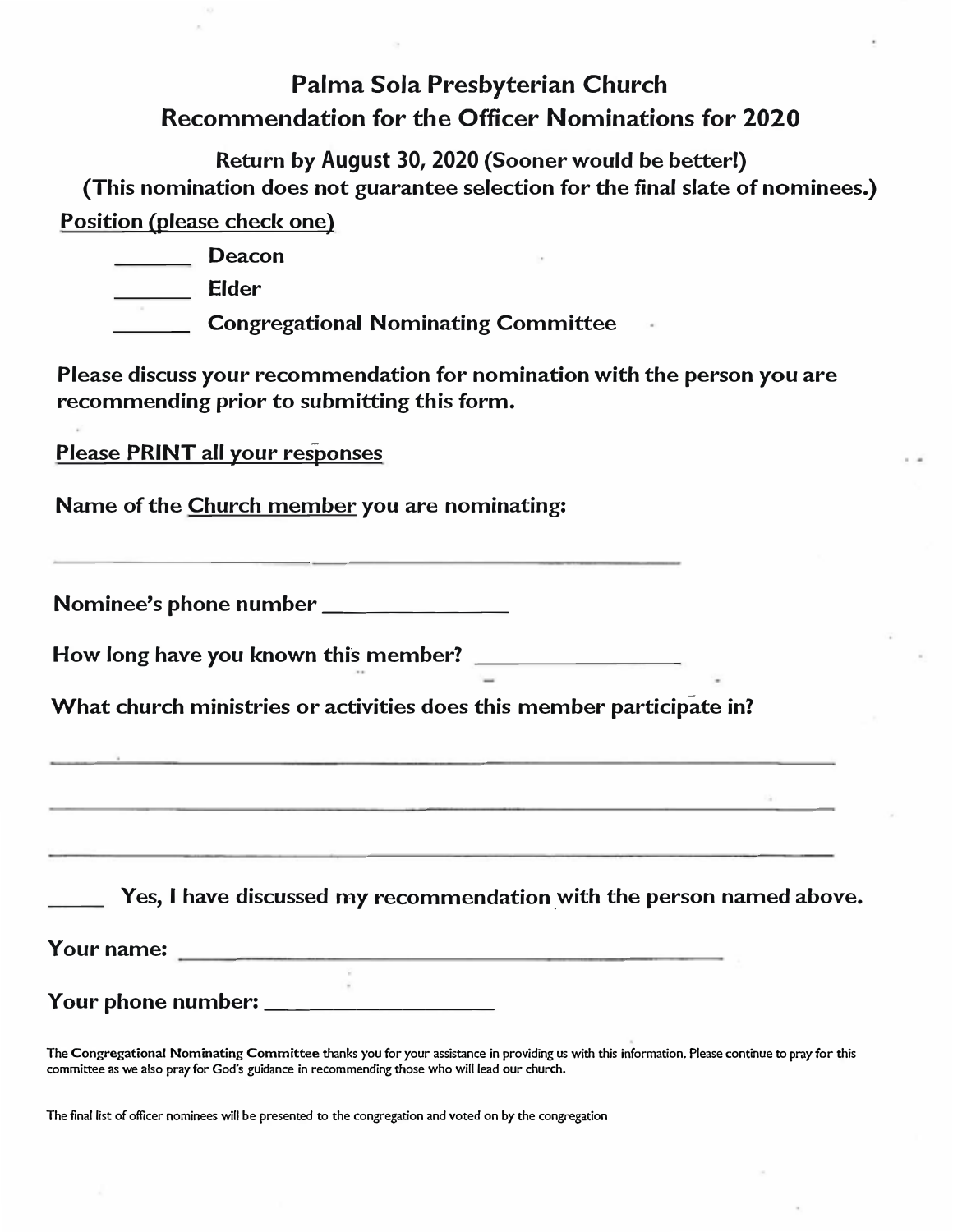# Palma Sola Presbyterian Church

## Recommendation for the Officer Nominations for 2020

**Return by August 30, 2020 (Sooner would be better!)**

**(This nomination does not guarantee selection for the final slate of nominees.)**

**Position (please check one)**

_______ **Deacon**

_______ **Elder**

_______ **Congregational Nominating Committee**

**Please discuss your recommendation for nomination with the person you are recommending prior to submitting this form.**

**Please PRINT all your responses**

**Name of the Church member you are nominating:**

_______________________________________________

**Nominee's phone number** ________________

**How long have you known this member?** __________________

**What church ministries or activities does this member participate in?**

_______________________________________________________________

_______________________________________________________________

_______________________________________________________________

_____ **Yes, I have discussed my recommendation with the person named above.**

**Your name:** ______________________________________________

**Your phone number:** _____________________

The **Congregational Nominating Committee** thanks you for your assistance in providing us with this information. Please continue to pray for this committee as we also pray for God's guidance in recommending those who will lead our church.

The final list of officer nominees will be presented to the congregation and voted on by the congregation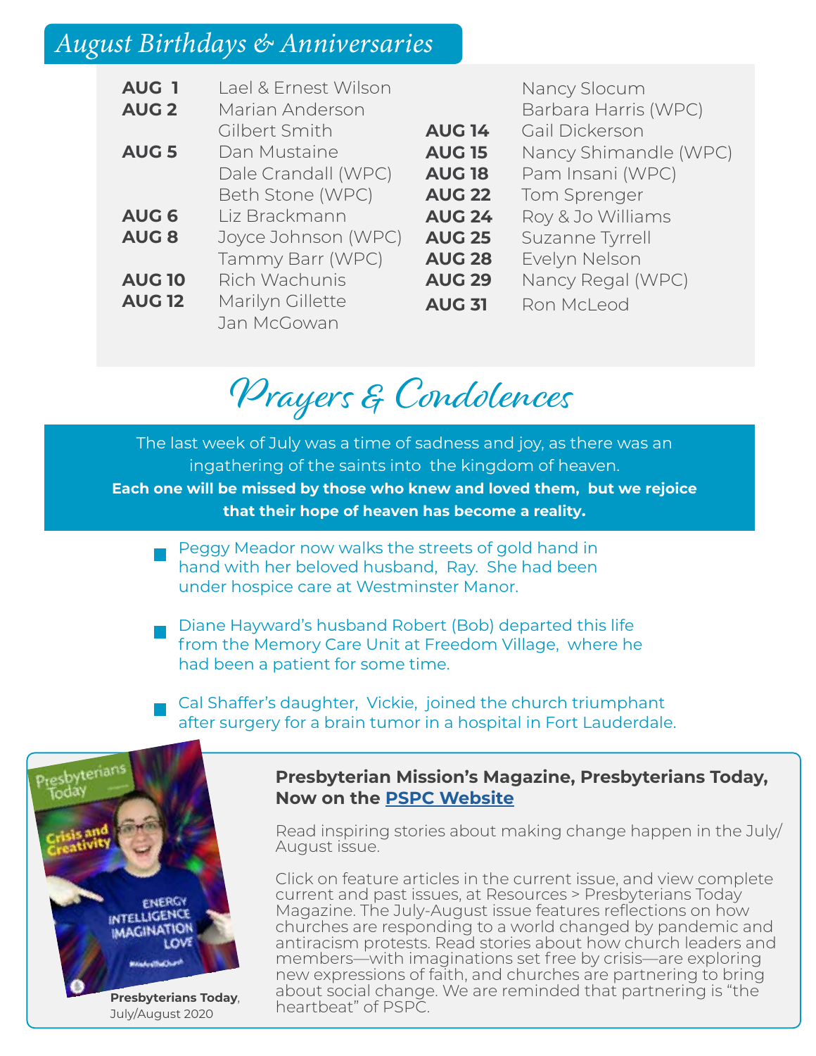## August Birthdays & Anniversaries

| | |
|---|---|
| **AUG 1** | Lael & Ernest Wilson |
| **AUG 2** | Marian Anderson |
| | Gilbert Smith |
| **AUG 5** | Dan Mustaine |
| | Dale Crandall (WPC) |
| | Beth Stone (WPC) |
| **AUG 6** | Liz Brackmann |
| **AUG 8** | Joyce Johnson (WPC) |
| | Tammy Barr (WPC) |
| **AUG 10** | Rich Wachunis |
| **AUG 12** | Marilyn Gillette |
| | Jan McGowan |
| | Nancy Slocum |
| | Barbara Harris (WPC) |
| **AUG 14** | Gail Dickerson |
| **AUG 15** | Nancy Shimandle (WPC) |
| **AUG 18** | Pam Insani (WPC) |
| **AUG 22** | Tom Sprenger |
| **AUG 24** | Roy & Jo Williams |
| **AUG 25** | Suzanne Tyrrell |
| **AUG 28** | Evelyn Nelson |
| **AUG 29** | Nancy Regal (WPC) |
| **AUG 31** | Ron McLeod |

## Prayers & Condolences

The last week of July was a time of sadness and joy, as there was an ingathering of the saints into the kingdom of heaven. **Each one will be missed by those who knew and loved them, but we rejoice that their hope of heaven has become a reality.**

- Peggy Meador now walks the streets of gold hand in hand with her beloved husband, Ray. She had been under hospice care at Westminster Manor.
- Diane Hayward's husband Robert (Bob) departed this life from the Memory Care Unit at Freedom Village, where he had been a patient for some time.
- Cal Shaffer's daughter, Vickie, joined the church triumphant after surgery for a brain tumor in a hospital in Fort Lauderdale.

**Presbyterians Today**, July/August 2020

### Presbyterian Mission's Magazine, Presbyterians Today, Now on the PSPC Website

Read inspiring stories about making change happen in the July/August issue.

Click on feature articles in the current issue, and view complete current and past issues, at Resources > Presbyterians Today Magazine. The July-August issue features reflections on how churches are responding to a world changed by pandemic and antiracism protests. Read stories about how church leaders and members—with imaginations set free by crisis—are exploring new expressions of faith, and churches are partnering to bring about social change. We are reminded that partnering is "the heartbeat" of PSPC.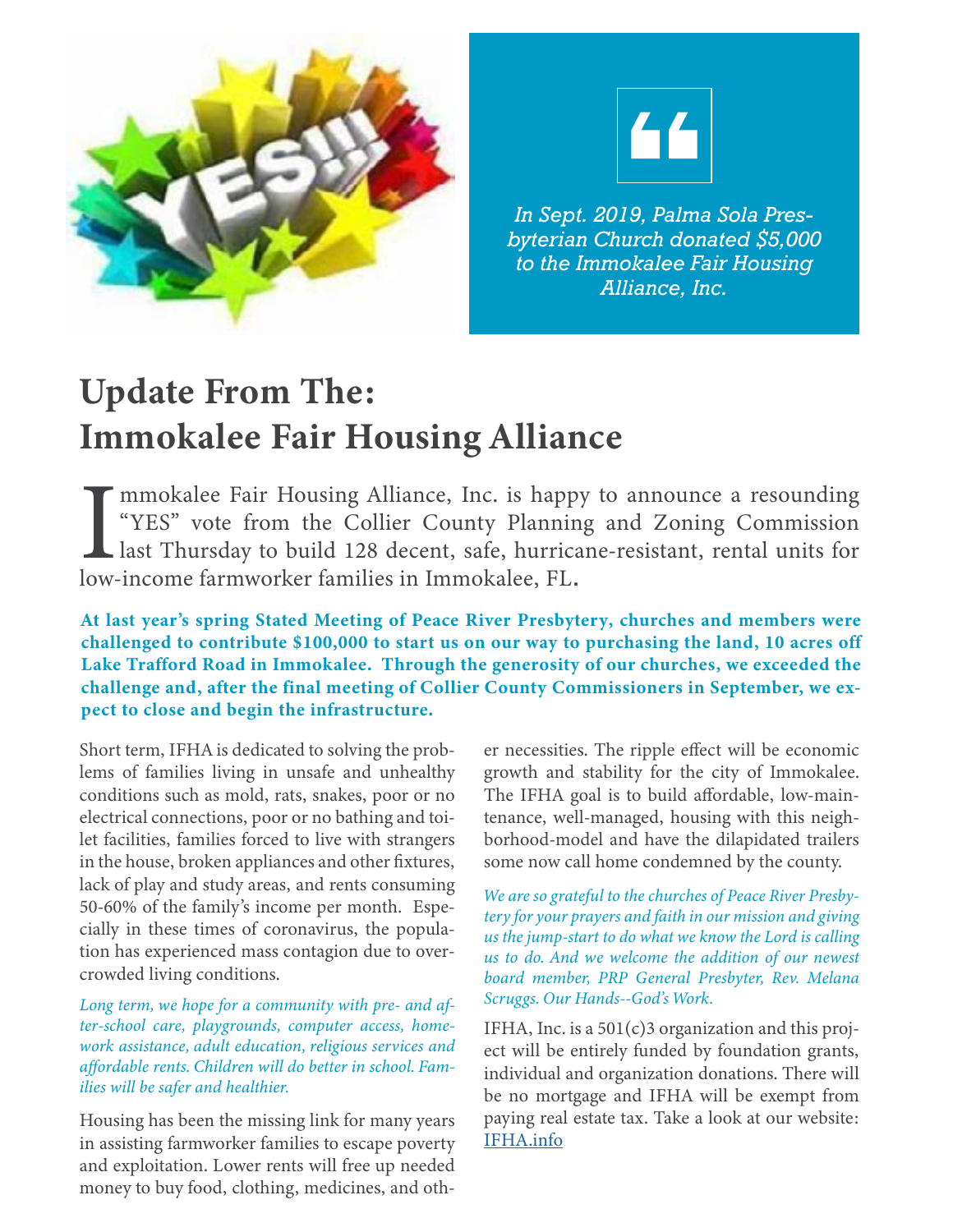*In Sept. 2019, Palma Sola Presbyterian Church donated $5,000 to the Immokalee Fair Housing Alliance, Inc.*

# Update From The: Immokalee Fair Housing Alliance

Immokalee Fair Housing Alliance, Inc. is happy to announce a resounding "YES" vote from the Collier County Planning and Zoning Commission last Thursday to build 128 decent, safe, hurricane-resistant, rental units for low-income farmworker families in Immokalee, FL.

**At last year's spring Stated Meeting of Peace River Presbytery, churches and members were challenged to contribute $100,000 to start us on our way to purchasing the land, 10 acres off Lake Trafford Road in Immokalee. Through the generosity of our churches, we exceeded the challenge and, after the final meeting of Collier County Commissioners in September, we expect to close and begin the infrastructure.**

Short term, IFHA is dedicated to solving the problems of families living in unsafe and unhealthy conditions such as mold, rats, snakes, poor or no electrical connections, poor or no bathing and toilet facilities, families forced to live with strangers in the house, broken appliances and other fixtures, lack of play and study areas, and rents consuming 50-60% of the family's income per month. Especially in these times of coronavirus, the population has experienced mass contagion due to overcrowded living conditions.

*Long term, we hope for a community with pre- and after-school care, playgrounds, computer access, homework assistance, adult education, religious services and affordable rents. Children will do better in school. Families will be safer and healthier.*

Housing has been the missing link for many years in assisting farmworker families to escape poverty and exploitation. Lower rents will free up needed money to buy food, clothing, medicines, and other necessities. The ripple effect will be economic growth and stability for the city of Immokalee. The IFHA goal is to build affordable, low-maintenance, well-managed, housing with this neighborhood-model and have the dilapidated trailers some now call home condemned by the county.

*We are so grateful to the churches of Peace River Presbytery for your prayers and faith in our mission and giving us the jump-start to do what we know the Lord is calling us to do. And we welcome the addition of our newest board member, PRP General Presbyter, Rev. Melana Scruggs. Our Hands--God's Work.*

IFHA, Inc. is a 501(c)3 organization and this project will be entirely funded by foundation grants, individual and organization donations. There will be no mortgage and IFHA will be exempt from paying real estate tax. Take a look at our website: [IFHA.info](IFHA.info)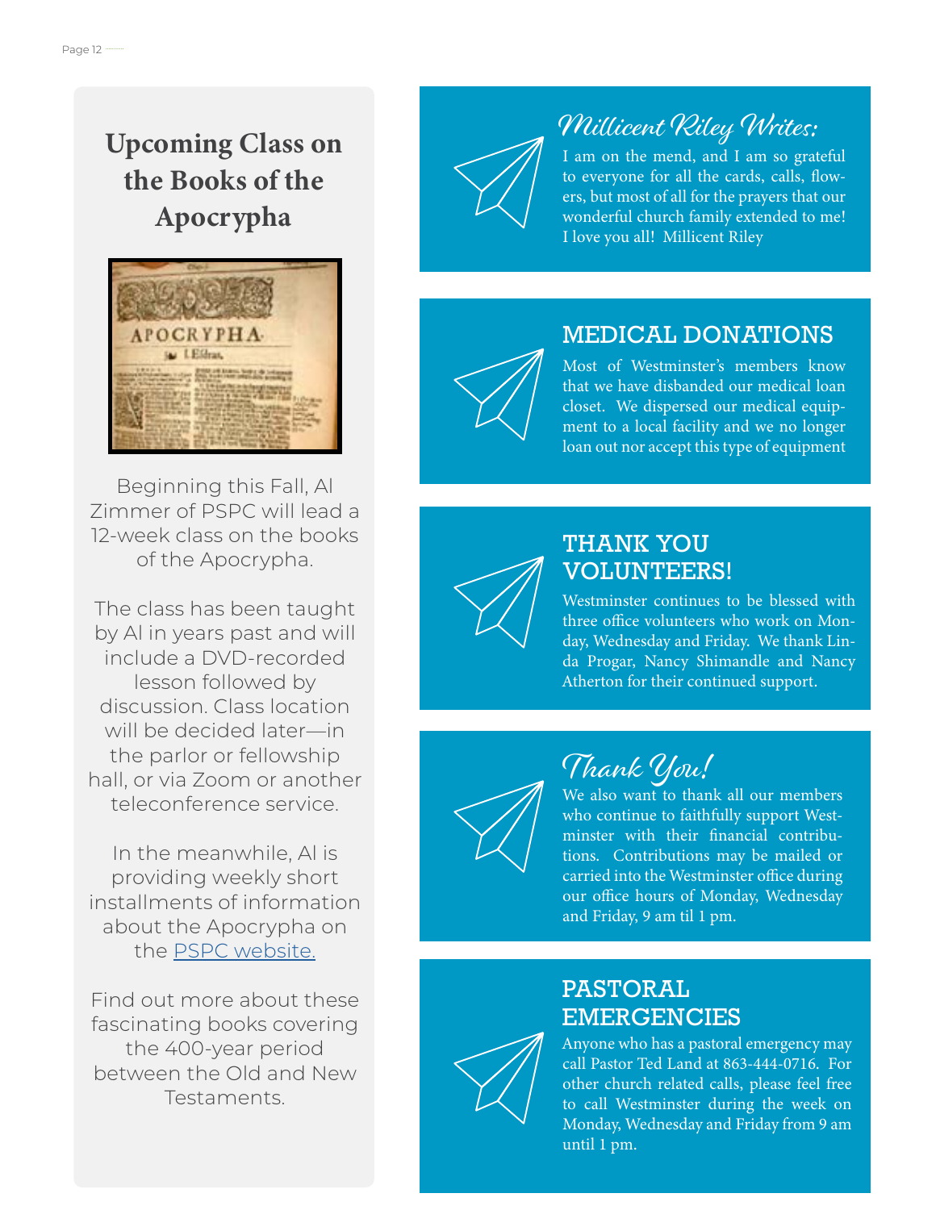## Upcoming Class on the Books of the Apocrypha

Beginning this Fall, Al Zimmer of PSPC will lead a 12-week class on the books of the Apocrypha.

The class has been taught by Al in years past and will include a DVD-recorded lesson followed by discussion. Class location will be decided later—in the parlor or fellowship hall, or via Zoom or another teleconference service.

In the meanwhile, Al is providing weekly short installments of information about the Apocrypha on the PSPC website.

Find out more about these fascinating books covering the 400-year period between the Old and New Testaments.

## Millicent Riley Writes:

I am on the mend, and I am so grateful to everyone for all the cards, calls, flowers, but most of all for the prayers that our wonderful church family extended to me! I love you all! Millicent Riley

## MEDICAL DONATIONS

Most of Westminster's members know that we have disbanded our medical loan closet. We dispersed our medical equipment to a local facility and we no longer loan out nor accept this type of equipment

## THANK YOU VOLUNTEERS!

Westminster continues to be blessed with three office volunteers who work on Monday, Wednesday and Friday. We thank Linda Progar, Nancy Shimandle and Nancy Atherton for their continued support.

## Thank You!

We also want to thank all our members who continue to faithfully support Westminster with their financial contributions. Contributions may be mailed or carried into the Westminster office during our office hours of Monday, Wednesday and Friday, 9 am til 1 pm.

## PASTORAL EMERGENCIES

Anyone who has a pastoral emergency may call Pastor Ted Land at 863-444-0716. For other church related calls, please feel free to call Westminster during the week on Monday, Wednesday and Friday from 9 am until 1 pm.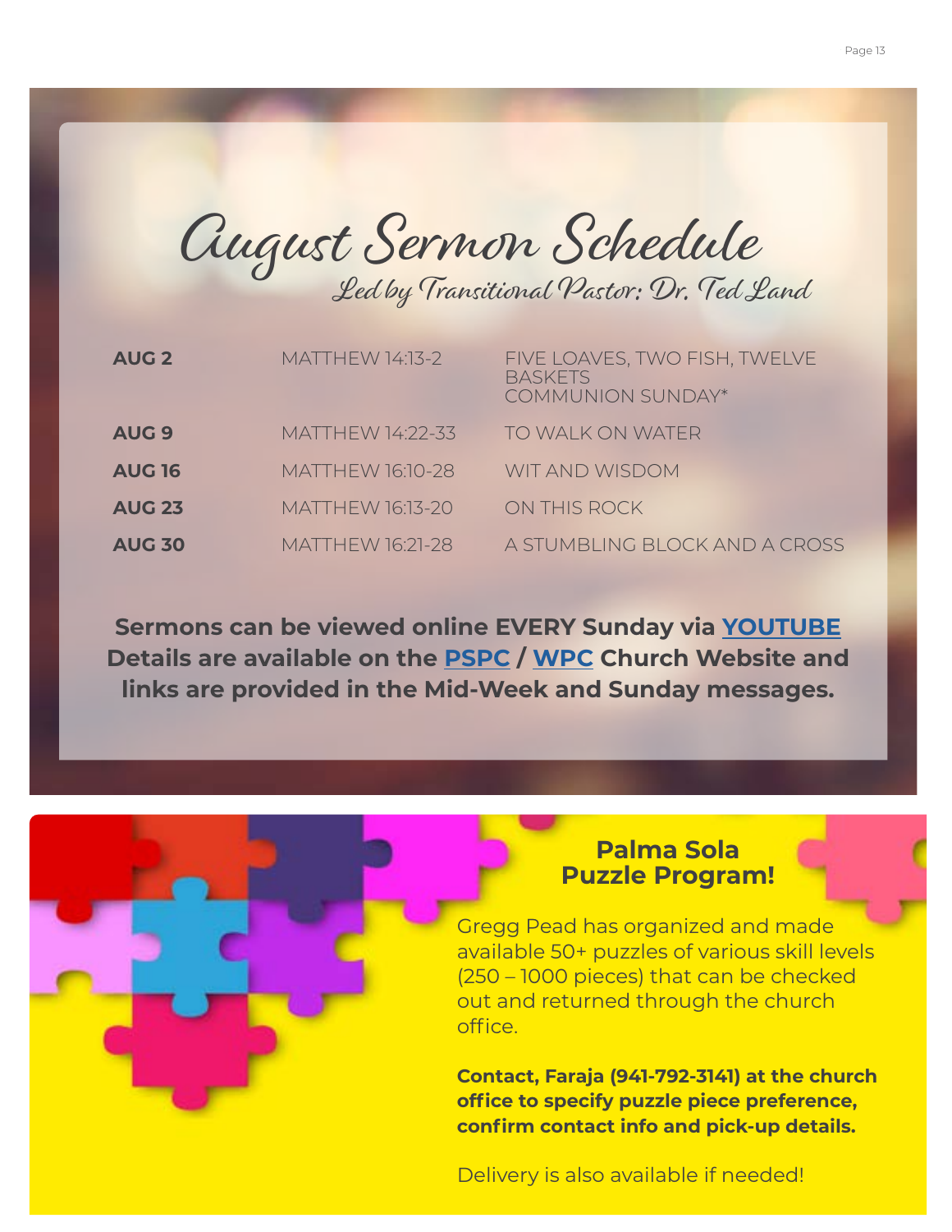# August Sermon Schedule

*Led by Transitional Pastor: Dr. Ted Land*

| | | |
|---|---|---|
| **AUG 2** | MATTHEW 14:13-2 | FIVE LOAVES, TWO FISH, TWELVE BASKETS<br>COMMUNION SUNDAY* |
| **AUG 9** | MATTHEW 14:22-33 | TO WALK ON WATER |
| **AUG 16** | MATTHEW 16:10-28 | WIT AND WISDOM |
| **AUG 23** | MATTHEW 16:13-20 | ON THIS ROCK |
| **AUG 30** | MATTHEW 16:21-28 | A STUMBLING BLOCK AND A CROSS |

**Sermons can be viewed online EVERY Sunday via YOUTUBE Details are available on the PSPC / WPC Church Website and links are provided in the Mid-Week and Sunday messages.**

## Palma Sola Puzzle Program!

Gregg Pead has organized and made available 50+ puzzles of various skill levels (250 – 1000 pieces) that can be checked out and returned through the church office.

**Contact, Faraja (941-792-3141) at the church office to specify puzzle piece preference, confirm contact info and pick-up details.**

Delivery is also available if needed!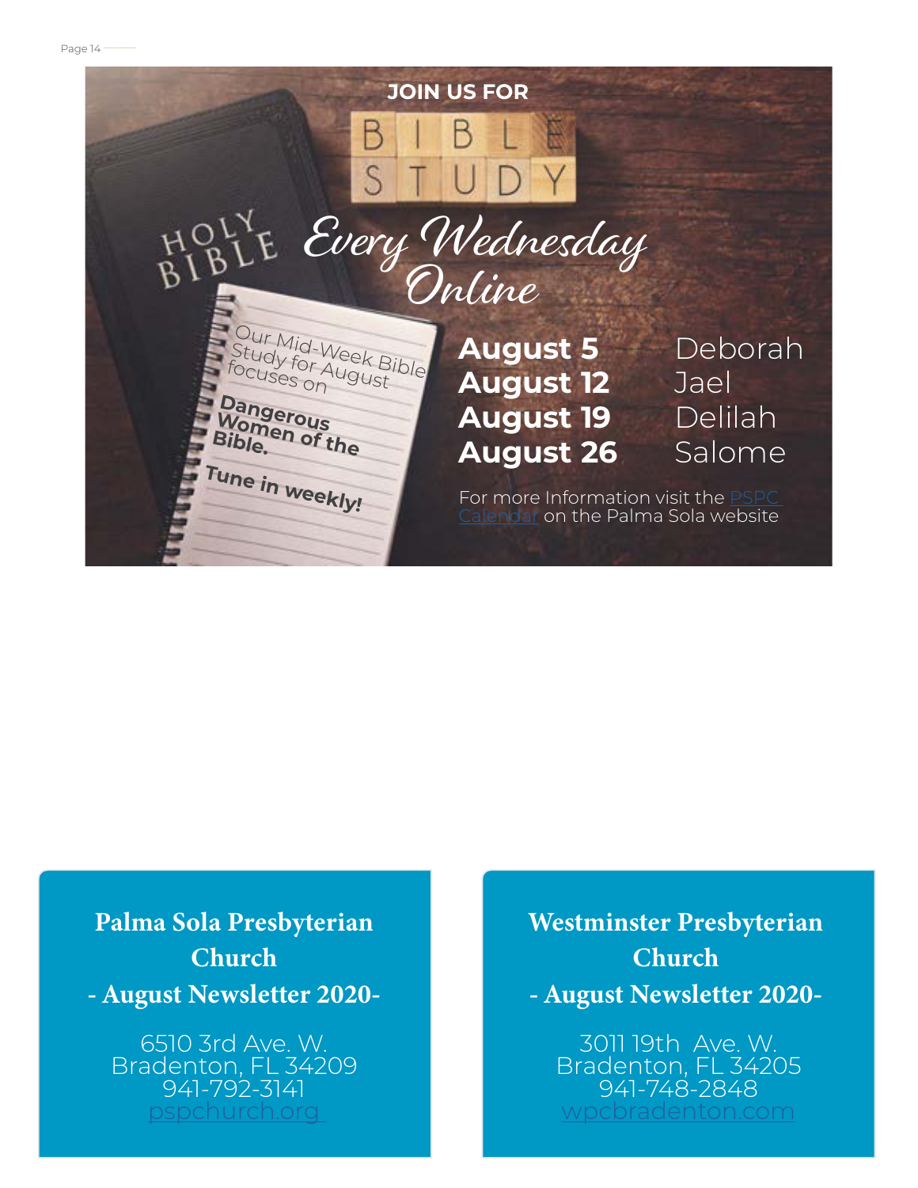JOIN US FOR

# BIBLE STUDY

## *Every Wednesday Online*

Our Mid-Week Bible Study for August focuses on

**Dangerous Women of the Bible.**

**Tune in weekly!**

| | |
|---|---|
| **August 5** | Deborah |
| **August 12** | Jael |
| **August 19** | Delilah |
| **August 26** | Salome |

For more Information visit the PSPC Calendar on the Palma Sola website

**Palma Sola Presbyterian Church**
**- August Newsletter 2020-**

6510 3rd Ave. W.
Bradenton, FL 34209
941-792-3141
pspchurch.org

**Westminster Presbyterian Church**
**- August Newsletter 2020-**

3011 19th Ave. W.
Bradenton, FL 34205
941-748-2848
wpcbradenton.com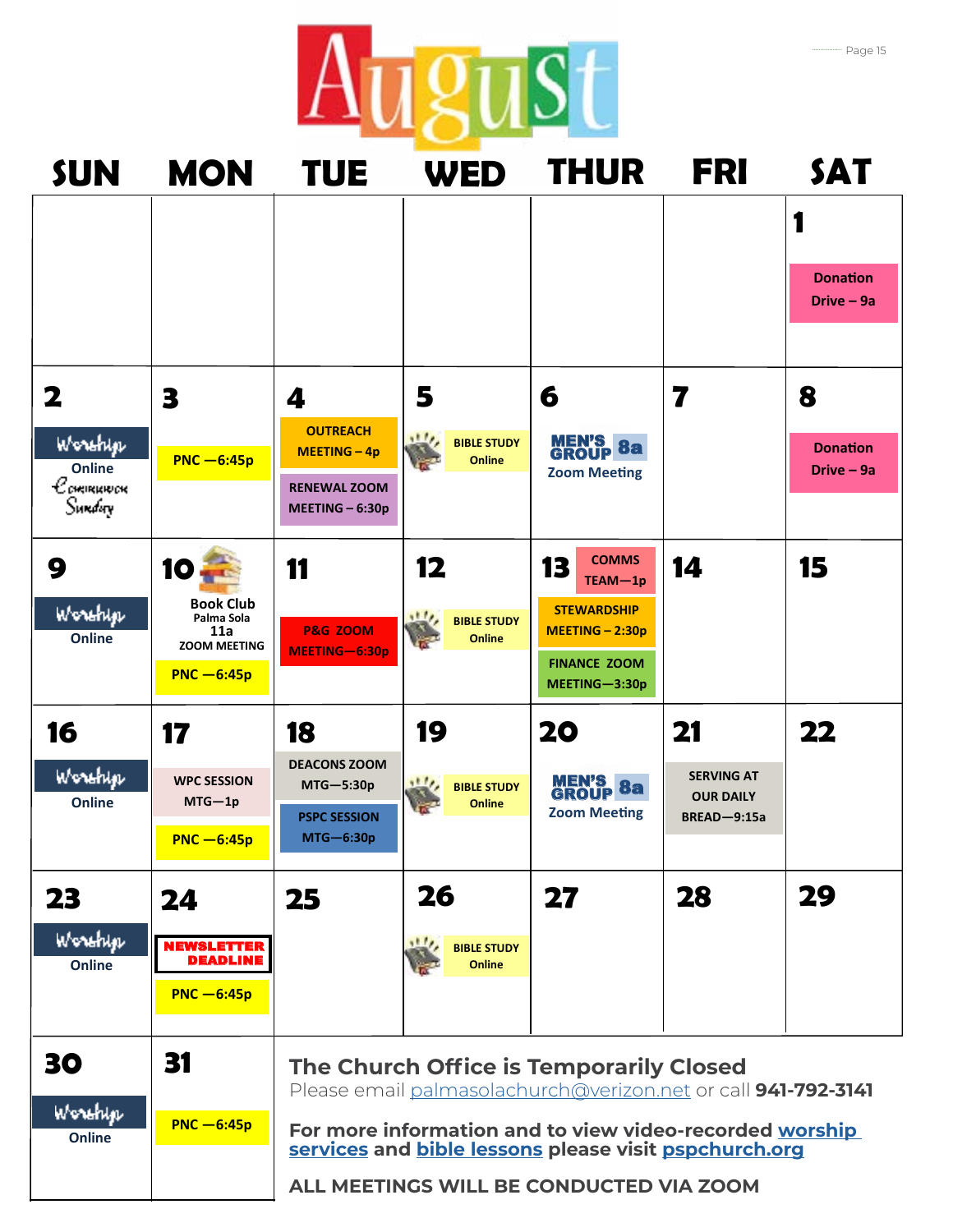# August

| SUN | MON | TUE | WED | THUR | FRI | SAT |
|---|---|---|---|---|---|---|
| | | | | | | 1 Donation Drive – 9a |
| 2 Worship Online Communion Sunday | 3 PNC —6:45p | 4 OUTREACH MEETING – 4p; RENEWAL ZOOM MEETING – 6:30p | 5 BIBLE STUDY Online | 6 MEN'S GROUP 8a Zoom Meeting | 7 | 8 Donation Drive – 9a |
| 9 Worship Online | 10 Book Club Palma Sola 11a ZOOM MEETING; PNC —6:45p | 11 P&G ZOOM MEETING—6:30p | 12 BIBLE STUDY Online | 13 COMMS TEAM—1p; STEWARDSHIP MEETING – 2:30p; FINANCE ZOOM MEETING—3:30p | 14 | 15 |
| 16 Worship Online | 17 WPC SESSION MTG—1p; PNC —6:45p | 18 DEACONS ZOOM MTG—5:30p; PSPC SESSION MTG—6:30p | 19 BIBLE STUDY Online | 20 MEN'S GROUP 8a Zoom Meeting | 21 SERVING AT OUR DAILY BREAD—9:15a | 22 |
| 23 Worship Online | 24 NEWSLETTER DEADLINE; PNC —6:45p | 25 | 26 BIBLE STUDY Online | 27 | 28 | 29 |
| 30 Worship Online | 31 PNC —6:45p | | | | | |

**The Church Office is Temporarily Closed**

Please email palmasolachurch@verizon.net or call **941-792-3141**

**For more information and to view video-recorded worship services and bible lessons please visit pspchurch.org**

**ALL MEETINGS WILL BE CONDUCTED VIA ZOOM**